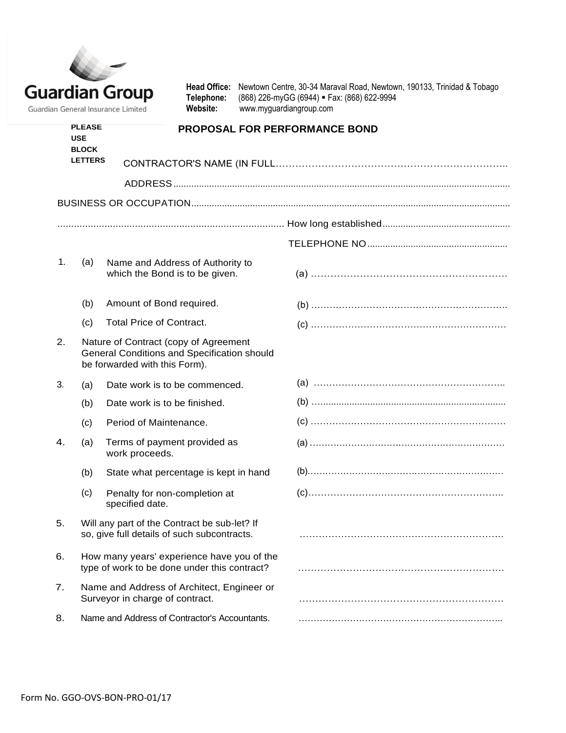**Guardian Group**

Guardian General Insurance Limited

**Head Office:** Newtown Centre, 30-34 Maraval Road, Newtown, 190133, Trinidad & Tobago
**Telephone:** (868) 226-myGG (6944) ▪ Fax: (868) 622-9994
**Website:** www.myguardiangroup.com

**PLEASE USE BLOCK LETTERS**

# PROPOSAL FOR PERFORMANCE BOND

CONTRACTOR'S NAME (IN FULL……………………………………………………………..

ADDRESS………………………………………………………………………………………

BUSINESS OR OCCUPATION……………………………………………………………………

…………………………………………………… How long established……………………………

TELEPHONE NO……………………………………

1. (a) Name and Address of Authority to which the Bond is to be given. (a) ……………………………………………………

   (b) Amount of Bond required. (b) ……………………………………………………

   (c) Total Price of Contract. (c) ……………………………………………………

2. Nature of Contract (copy of Agreement General Conditions and Specification should be forwarded with this Form).

3. (a) Date work is to be commenced. (a) ……………………………………………………

   (b) Date work is to be finished. (b) ……………………………………………………

   (c) Period of Maintenance. (c) ……………………………………………………

4. (a) Terms of payment provided as work proceeds. (a) ……………………………………………………

   (b) State what percentage is kept in hand (b)……………………………………………………

   (c) Penalty for non-completion at specified date. (c)……………………………………………………

5. Will any part of the Contract be sub-let? If so, give full details of such subcontracts. ……………………………………………………

6. How many years' experience have you of the type of work to be done under this contract? ……………………………………………………

7. Name and Address of Architect, Engineer or Surveyor in charge of contract. ……………………………………………………

8. Name and Address of Contractor's Accountants. ……………………………………………………

Form No. GGO-OVS-BON-PRO-01/17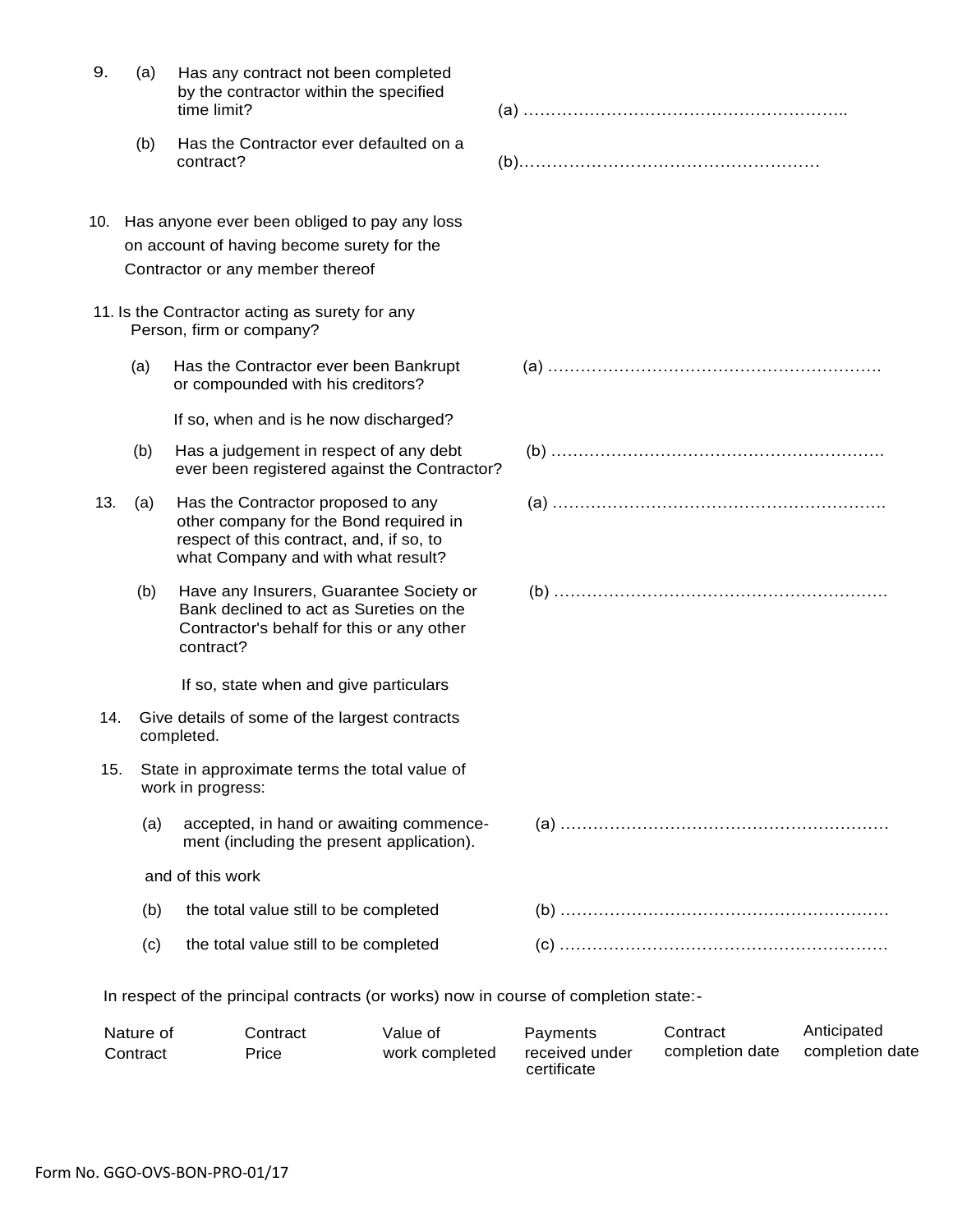9. (a) Has any contract not been completed by the contractor within the specified time limit? (a) …………………………………………………..

   (b) Has the Contractor ever defaulted on a contract? (b)……………………………………………

10. Has anyone ever been obliged to pay any loss on account of having become surety for the Contractor or any member thereof

11. Is the Contractor acting as surety for any Person, firm or company?

   (a) Has the Contractor ever been Bankrupt or compounded with his creditors? (a) ……………………………………………………

   If so, when and is he now discharged?

   (b) Has a judgement in respect of any debt ever been registered against the Contractor? (b) ……………………………………………………

13. (a) Has the Contractor proposed to any other company for the Bond required in respect of this contract, and, if so, to what Company and with what result? (a) ……………………………………………………

   (b) Have any Insurers, Guarantee Society or Bank declined to act as Sureties on the Contractor's behalf for this or any other contract? (b) ……………………………………………………

   If so, state when and give particulars

14. Give details of some of the largest contracts completed.

15. State in approximate terms the total value of work in progress:

   (a) accepted, in hand or awaiting commencement (including the present application). (a) ……………………………………………………

   and of this work

   (b) the total value still to be completed (b) ……………………………………………………

   (c) the total value still to be completed (c) ……………………………………………………

In respect of the principal contracts (or works) now in course of completion state:-

| Nature of Contract | Contract Price | Value of work completed | Payments received under certificate | Contract completion date | Anticipated completion date |
|---|---|---|---|---|---|
| | | | | | |

Form No. GGO-OVS-BON-PRO-01/17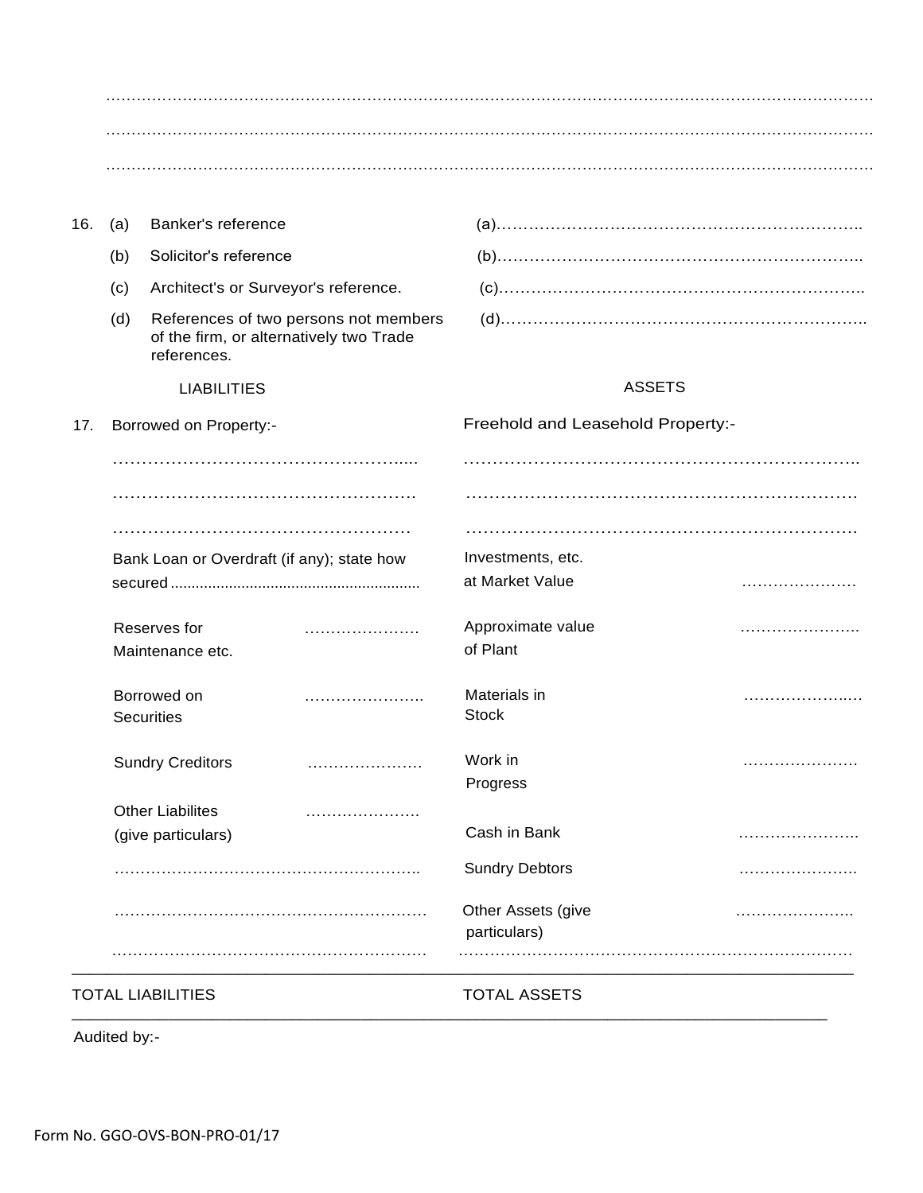…………………………………………………………………………………………………………………………………

…………………………………………………………………………………………………………………………………

…………………………………………………………………………………………………………………………………

16. (a) Banker's reference (a)…………………………………………………………..

    (b) Solicitor's reference (b)…………………………………………………………..

    (c) Architect's or Surveyor's reference. (c)…………………………………………………………..

    (d) References of two persons not members of the firm, or alternatively two Trade references. (d)…………………………………………………………..

| LIABILITIES | | ASSETS | |
|---|---|---|---|
| 17. Borrowed on Property:- | | Freehold and Leasehold Property:- | |
| ……………………………………………..... | | ………………………………………………………….. | |
| …………………………………………… | | …………………………………………………………… | |
| …………………………………………… | | …………………………………………………………… | |
| Bank Loan or Overdraft (if any); state how secured ........................................................... | | Investments, etc. at Market Value | ………………… |
| Reserves for Maintenance etc. | ………………… | Approximate value of Plant | ………………….. |
| Borrowed on Securities | ………………….. | Materials in Stock | ………………..… |
| Sundry Creditors | ………………… | Work in Progress | ………………… |
| Other Liabilites (give particulars) | ………………… | Cash in Bank | ………………….. |
| ………………………………………………….. | | Sundry Debtors | ………………….. |
| …………………………………………………… | | Other Assets (give particulars) | ………………….. |
| …………………………………………………… | | …………………………………………………………… | |
| TOTAL LIABILITIES | | TOTAL ASSETS | |

Audited by:-

Form No. GGO-OVS-BON-PRO-01/17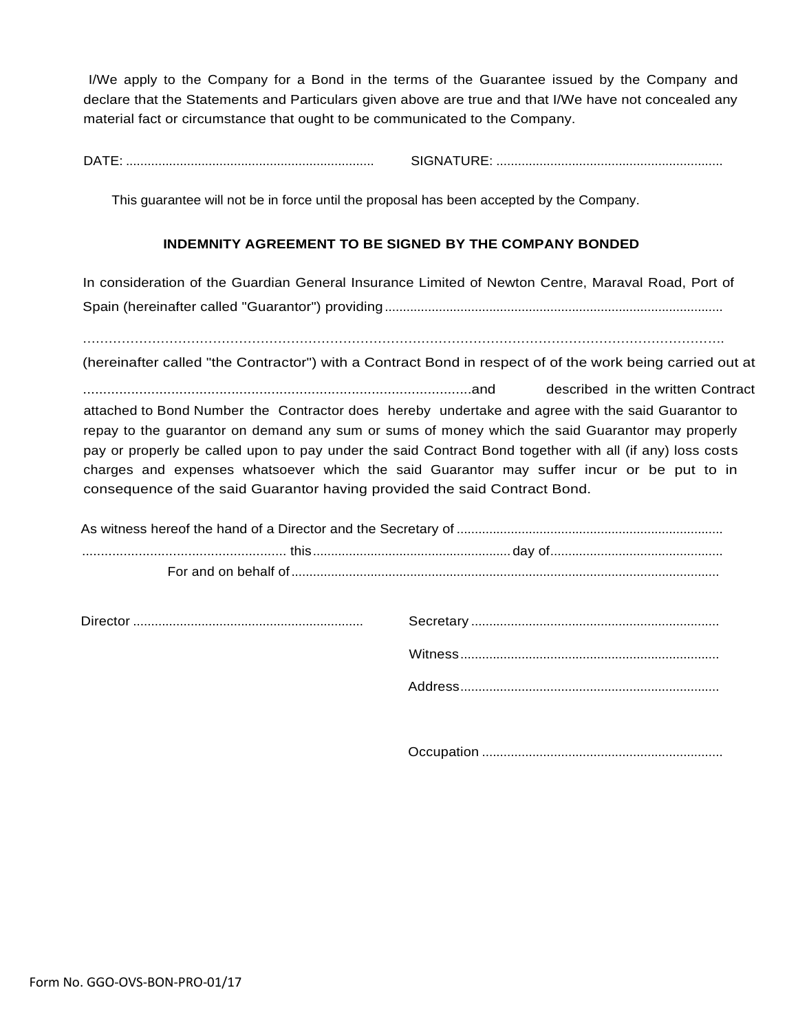I/We apply to the Company for a Bond in the terms of the Guarantee issued by the Company and declare that the Statements and Particulars given above are true and that I/We have not concealed any material fact or circumstance that ought to be communicated to the Company.

DATE: ..................................................................... SIGNATURE: ..............................................................

This guarantee will not be in force until the proposal has been accepted by the Company.

**INDEMNITY AGREEMENT TO BE SIGNED BY THE COMPANY BONDED**

In consideration of the Guardian General Insurance Limited of Newton Centre, Maraval Road, Port of Spain (hereinafter called "Guarantor") providing............................................................................................

…………………………………………………………………………………………………………………………..

(hereinafter called "the Contractor") with a Contract Bond in respect of of the work being carried out at

..................................................................................................and described in the written Contract attached to Bond Number the Contractor does hereby undertake and agree with the said Guarantor to repay to the guarantor on demand any sum or sums of money which the said Guarantor may properly pay or properly be called upon to pay under the said Contract Bond together with all (if any) loss costs charges and expenses whatsoever which the said Guarantor may suffer incur or be put to in consequence of the said Guarantor having provided the said Contract Bond.

As witness hereof the hand of a Director and the Secretary of .........................................................................

....................................................... this...................................................... day of...............................................

For and on behalf of......................................................................................................................

Director ...............................................................

Secretary ....................................................................

Witness.......................................................................

Address.......................................................................

Occupation ..................................................................

Form No. GGO-OVS-BON-PRO-01/17